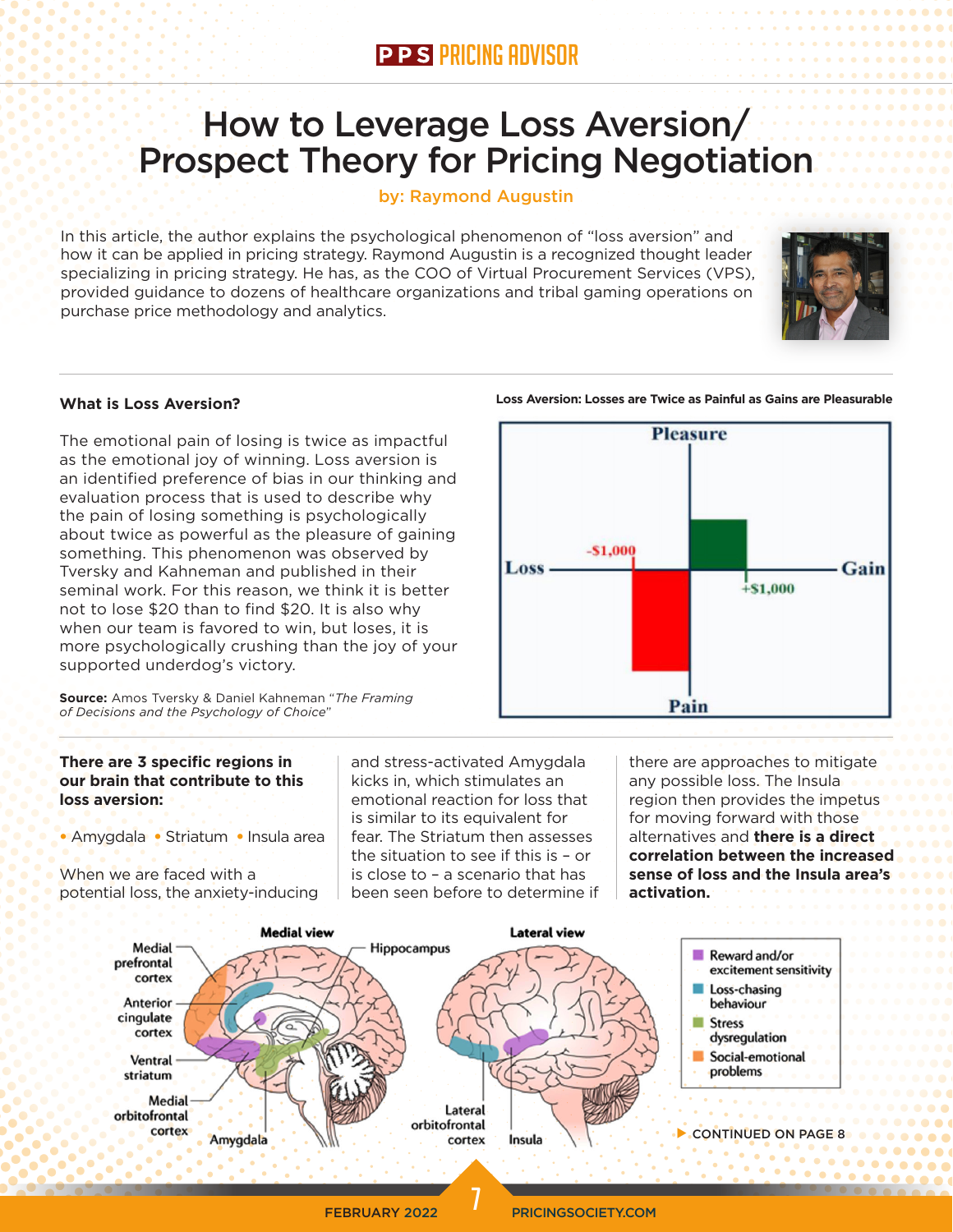# How to Leverage Loss Aversion/ Prospect Theory for Pricing Negotiation

**by: Raymond Augustin**

In this article, the author explains the psychological phenomenon of "loss aversion" and how it can be applied in pricing strategy. Raymond Augustin is a recognized thought leader specializing in pricing strategy. He has, as the COO of Virtual Procurement Services (VPS), provided guidance to dozens of healthcare organizations and tribal gaming operations on purchase price methodology and analytics.

## What is Loss Aversion?

The emotional pain of losing is twice as impactful as the emotional joy of winning. Loss aversion is an identified preference of bias in our thinking and evaluation process that is used to describe why the pain of losing something is psychologically about twice as powerful as the pleasure of gaining something. This phenomenon was observed by Tversky and Kahneman and published in their seminal work. For this reason, we think it is better not to lose $20 than to find $20. It is also why when our team is favored to win, but loses, it is more psychologically crushing than the joy of your supported underdog's victory.

**Source:** Amos Tversky & Daniel Kahneman "*The Framing of Decisions and the Psychology of Choice*"

**Loss Aversion: Losses are Twice as Painful as Gains are Pleasurable**

**There are 3 specific regions in our brain that contribute to this loss aversion:**

- Amygdala
- Striatum
- Insula area

When we are faced with a potential loss, the anxiety-inducing and stress-activated Amygdala kicks in, which stimulates an emotional reaction for loss that is similar to its equivalent for fear. The Striatum then assesses the situation to see if this is – or is close to – a scenario that has been seen before to determine if there are approaches to mitigate any possible loss. The Insula region then provides the impetus for moving forward with those alternatives and **there is a direct correlation between the increased sense of loss and the Insula area's activation.**

CONTINUED ON PAGE 8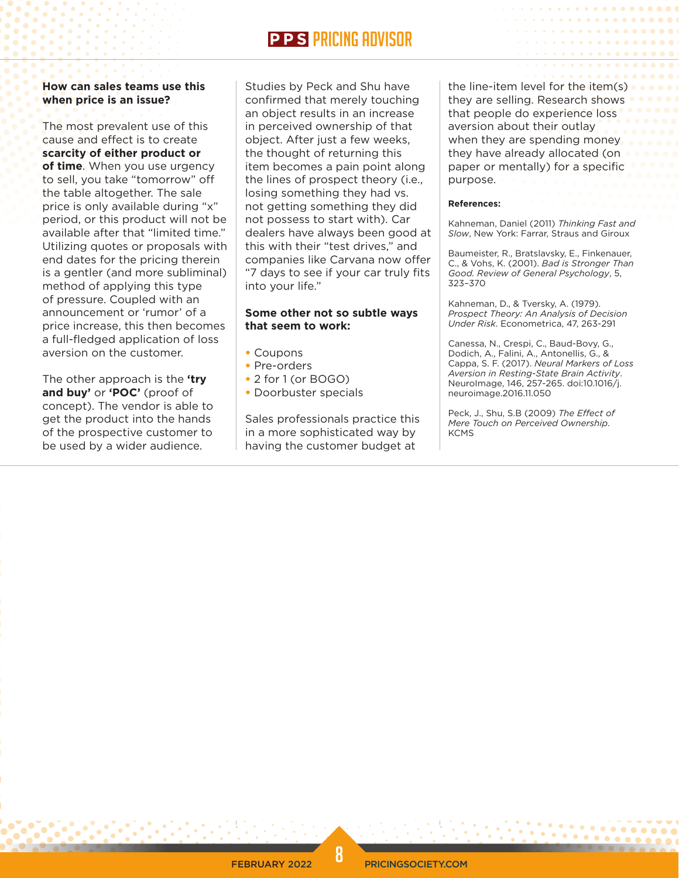**How can sales teams use this when price is an issue?**

The most prevalent use of this cause and effect is to create **scarcity of either product or of time**. When you use urgency to sell, you take "tomorrow" off the table altogether. The sale price is only available during "x" period, or this product will not be available after that "limited time." Utilizing quotes or proposals with end dates for the pricing therein is a gentler (and more subliminal) method of applying this type of pressure. Coupled with an announcement or 'rumor' of a price increase, this then becomes a full-fledged application of loss aversion on the customer.

The other approach is the **'try and buy'** or **'POC'** (proof of concept). The vendor is able to get the product into the hands of the prospective customer to be used by a wider audience.

Studies by Peck and Shu have confirmed that merely touching an object results in an increase in perceived ownership of that object. After just a few weeks, the thought of returning this item becomes a pain point along the lines of prospect theory (i.e., losing something they had vs. not getting something they did not possess to start with). Car dealers have always been good at this with their "test drives," and companies like Carvana now offer "7 days to see if your car truly fits into your life."

**Some other not so subtle ways that seem to work:**

- Coupons
- Pre-orders
- 2 for 1 (or BOGO)
- Doorbuster specials

Sales professionals practice this in a more sophisticated way by having the customer budget at the line-item level for the item(s) they are selling. Research shows that people do experience loss aversion about their outlay when they are spending money they have already allocated (on paper or mentally) for a specific purpose.

**References:**

Kahneman, Daniel (2011) *Thinking Fast and Slow*, New York: Farrar, Straus and Giroux

Baumeister, R., Bratslavsky, E., Finkenauer, C., & Vohs, K. (2001). *Bad is Stronger Than Good. Review of General Psychology*, 5, 323–370

Kahneman, D., & Tversky, A. (1979). *Prospect Theory: An Analysis of Decision Under Risk*. Econometrica, 47, 263-291

Canessa, N., Crespi, C., Baud-Bovy, G., Dodich, A., Falini, A., Antonellis, G., & Cappa, S. F. (2017). *Neural Markers of Loss Aversion in Resting-State Brain Activity*. NeuroImage, 146, 257-265. doi:10.1016/j.neuroimage.2016.11.050

Peck, J., Shu, S.B (2009) *The Effect of Mere Touch on Perceived Ownership*. KCMS